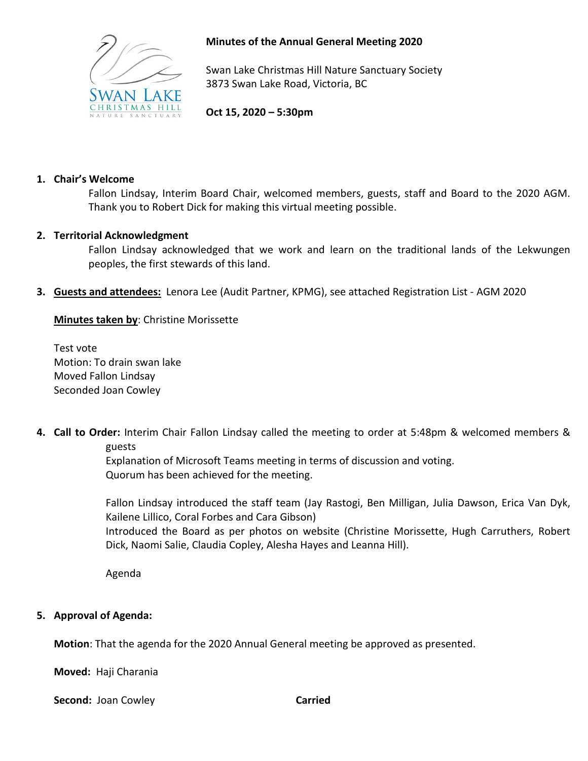**Minutes of the Annual General Meeting 2020**

Swan Lake Christmas Hill Nature Sanctuary Society
3873 Swan Lake Road, Victoria, BC

**Oct 15, 2020 – 5:30pm**

1. **Chair's Welcome**

   Fallon Lindsay, Interim Board Chair, welcomed members, guests, staff and Board to the 2020 AGM. Thank you to Robert Dick for making this virtual meeting possible.

2. **Territorial Acknowledgment**

   Fallon Lindsay acknowledged that we work and learn on the traditional lands of the Lekwungen peoples, the first stewards of this land.

3. **Guests and attendees:** Lenora Lee (Audit Partner, KPMG), see attached Registration List - AGM 2020

   **Minutes taken by**: Christine Morissette

   Test vote
   Motion: To drain swan lake
   Moved Fallon Lindsay
   Seconded Joan Cowley

4. **Call to Order:** Interim Chair Fallon Lindsay called the meeting to order at 5:48pm & welcomed members & guests

   Explanation of Microsoft Teams meeting in terms of discussion and voting.
   Quorum has been achieved for the meeting.

   Fallon Lindsay introduced the staff team (Jay Rastogi, Ben Milligan, Julia Dawson, Erica Van Dyk, Kailene Lillico, Coral Forbes and Cara Gibson)
   Introduced the Board as per photos on website (Christine Morissette, Hugh Carruthers, Robert Dick, Naomi Salie, Claudia Copley, Alesha Hayes and Leanna Hill).

   Agenda

5. **Approval of Agenda:**

   **Motion**: That the agenda for the 2020 Annual General meeting be approved as presented.

   **Moved:** Haji Charania

   **Second:** Joan Cowley **Carried**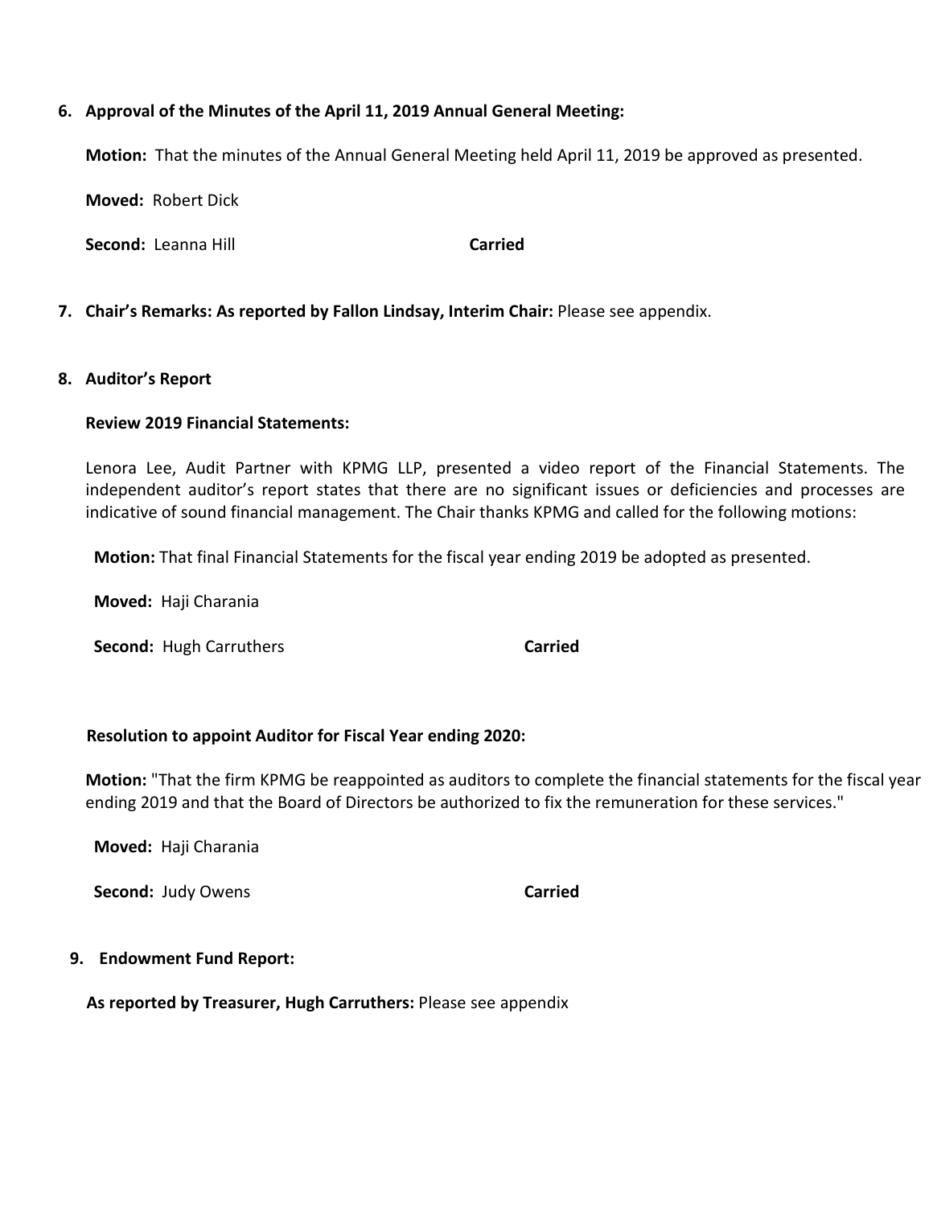6. **Approval of the Minutes of the April 11, 2019 Annual General Meeting:**

   **Motion:** That the minutes of the Annual General Meeting held April 11, 2019 be approved as presented.

   **Moved:** Robert Dick

   **Second:** Leanna Hill **Carried**

7. **Chair's Remarks: As reported by Fallon Lindsay, Interim Chair:** Please see appendix.

8. **Auditor's Report**

   **Review 2019 Financial Statements:**

   Lenora Lee, Audit Partner with KPMG LLP, presented a video report of the Financial Statements. The independent auditor's report states that there are no significant issues or deficiencies and processes are indicative of sound financial management. The Chair thanks KPMG and called for the following motions:

   **Motion:** That final Financial Statements for the fiscal year ending 2019 be adopted as presented.

   **Moved:** Haji Charania

   **Second:** Hugh Carruthers **Carried**

   **Resolution to appoint Auditor for Fiscal Year ending 2020:**

   **Motion:** "That the firm KPMG be reappointed as auditors to complete the financial statements for the fiscal year ending 2019 and that the Board of Directors be authorized to fix the remuneration for these services."

   **Moved:** Haji Charania

   **Second:** Judy Owens **Carried**

9. **Endowment Fund Report:**

   **As reported by Treasurer, Hugh Carruthers:** Please see appendix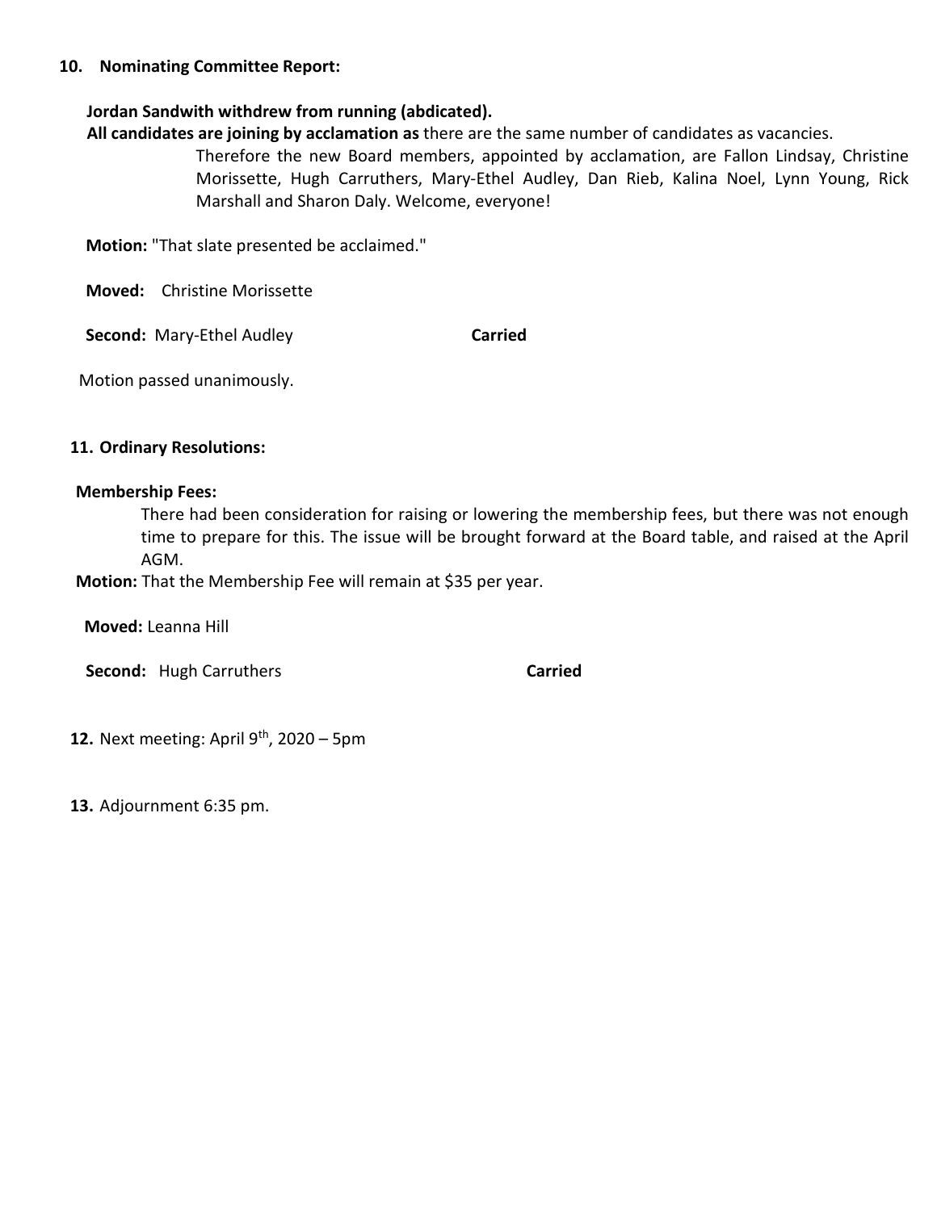**10. Nominating Committee Report:**

**Jordan Sandwith withdrew from running (abdicated).**

**All candidates are joining by acclamation as** there are the same number of candidates as vacancies.

Therefore the new Board members, appointed by acclamation, are Fallon Lindsay, Christine Morissette, Hugh Carruthers, Mary-Ethel Audley, Dan Rieb, Kalina Noel, Lynn Young, Rick Marshall and Sharon Daly. Welcome, everyone!

**Motion:** "That slate presented be acclaimed."

**Moved:** Christine Morissette

**Second:** Mary-Ethel Audley **Carried**

Motion passed unanimously.

**11. Ordinary Resolutions:**

**Membership Fees:**

There had been consideration for raising or lowering the membership fees, but there was not enough time to prepare for this. The issue will be brought forward at the Board table, and raised at the April AGM.

**Motion:** That the Membership Fee will remain at $35 per year.

**Moved:** Leanna Hill

**Second:** Hugh Carruthers **Carried**

**12.** Next meeting: April 9th, 2020 – 5pm

**13.** Adjournment 6:35 pm.